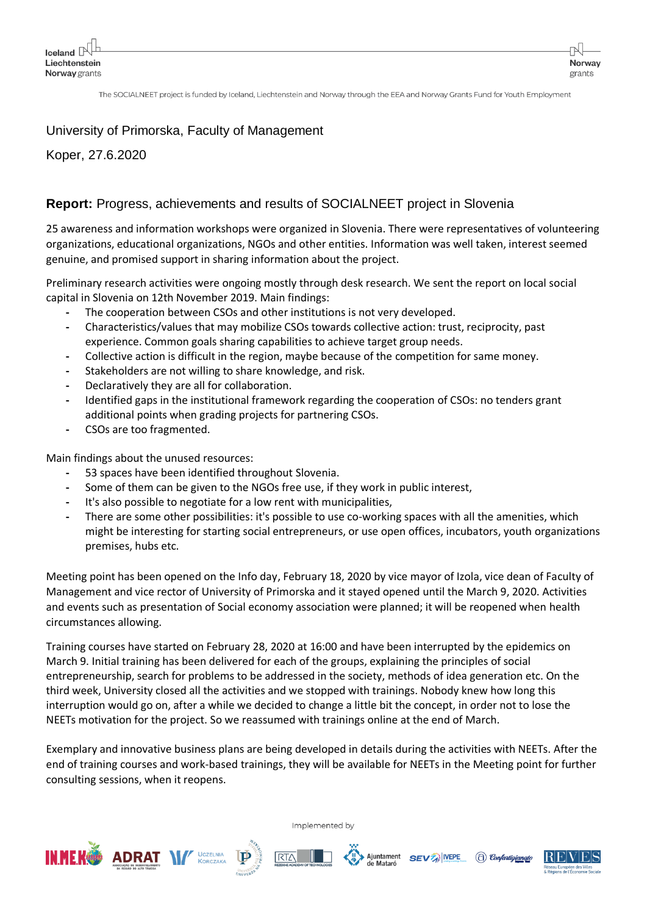The SOCIALNEET project is funded by Iceland, Liechtenstein and Norway through the EEA and Norway Grants Fund for Youth Employment

University of Primorska, Faculty of Management

Koper, 27.6.2020

## **Report:** Progress, achievements and results of SOCIALNEET project in Slovenia

25 awareness and information workshops were organized in Slovenia. There were representatives of volunteering organizations, educational organizations, NGOs and other entities. Information was well taken, interest seemed genuine, and promised support in sharing information about the project.

Preliminary research activities were ongoing mostly through desk research. We sent the report on local social capital in Slovenia on 12th November 2019. Main findings:

- The cooperation between CSOs and other institutions is not very developed.
- Characteristics/values that may mobilize CSOs towards collective action: trust, reciprocity, past experience. Common goals sharing capabilities to achieve target group needs.
- Collective action is difficult in the region, maybe because of the competition for same money.
- Stakeholders are not willing to share knowledge, and risk.
- Declaratively they are all for collaboration.
- Identified gaps in the institutional framework regarding the cooperation of CSOs: no tenders grant additional points when grading projects for partnering CSOs.
- CSOs are too fragmented.

Main findings about the unused resources:

- 53 spaces have been identified throughout Slovenia.
- Some of them can be given to the NGOs free use, if they work in public interest,
- It's also possible to negotiate for a low rent with municipalities,
- There are some other possibilities: it's possible to use co-working spaces with all the amenities, which might be interesting for starting social entrepreneurs, or use open offices, incubators, youth organizations premises, hubs etc.

Meeting point has been opened on the Info day, February 18, 2020 by vice mayor of Izola, vice dean of Faculty of Management and vice rector of University of Primorska and it stayed opened until the March 9, 2020. Activities and events such as presentation of Social economy association were planned; it will be reopened when health circumstances allowing.

Training courses have started on February 28, 2020 at 16:00 and have been interrupted by the epidemics on March 9. Initial training has been delivered for each of the groups, explaining the principles of social entrepreneurship, search for problems to be addressed in the society, methods of idea generation etc. On the third week, University closed all the activities and we stopped with trainings. Nobody knew how long this interruption would go on, after a while we decided to change a little bit the concept, in order not to lose the NEETs motivation for the project. So we reassumed with trainings online at the end of March.

Exemplary and innovative business plans are being developed in details during the activities with NEETs. After the end of training courses and work-based trainings, they will be available for NEETs in the Meeting point for further consulting sessions, when it reopens.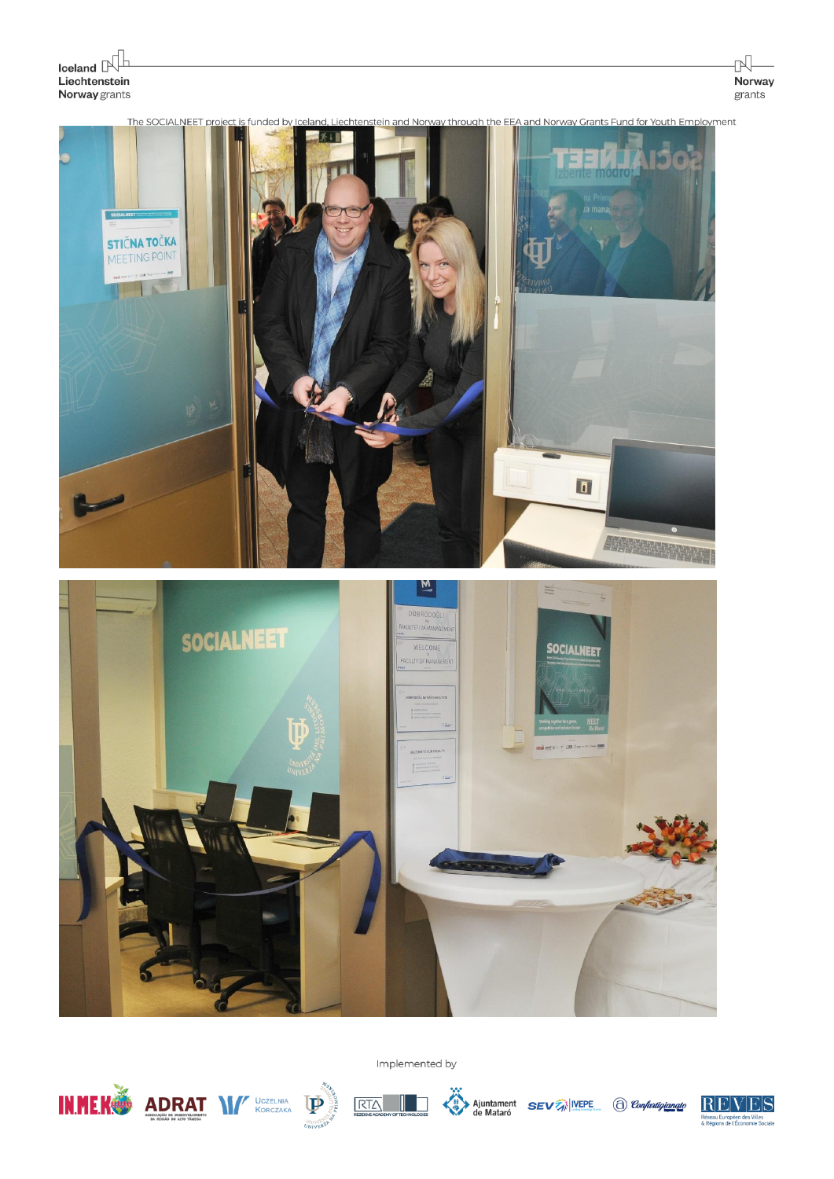The SOCIALNEET project is funded by Iceland, Liechtenstein and Norway through the EEA and Norway Grants Fund for Youth Employment

Implemented by